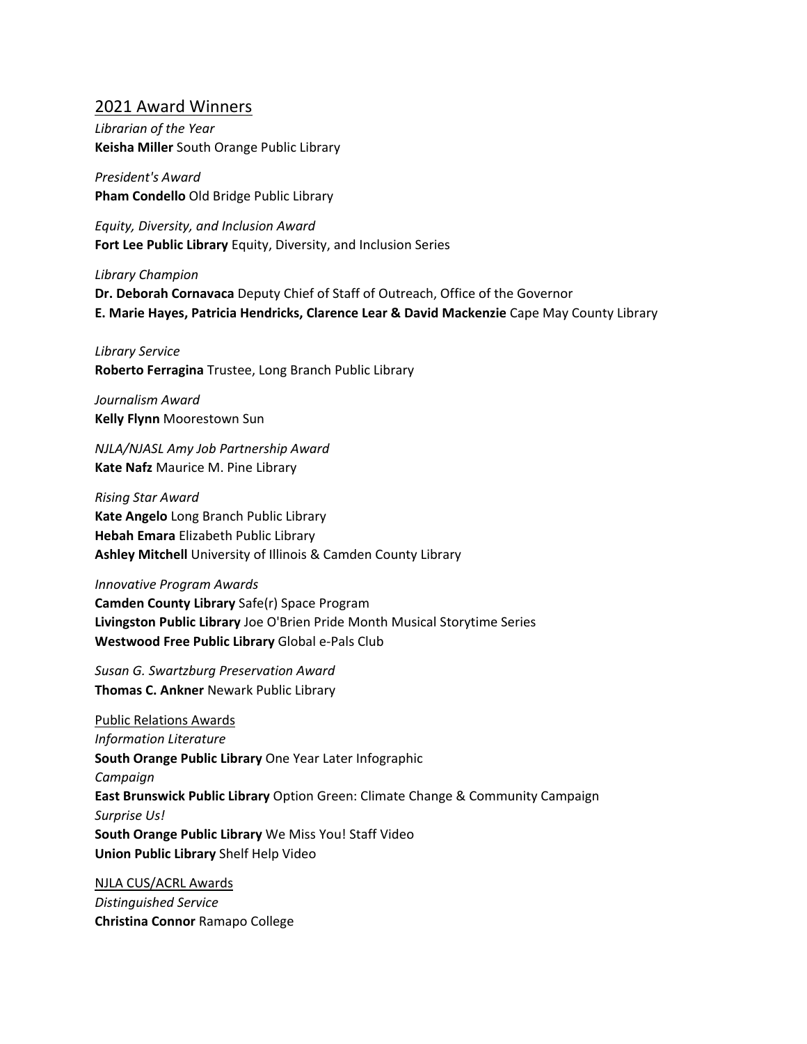## 2021 Award Winners

*Librarian of the Year*
**Keisha Miller** South Orange Public Library

*President's Award*
**Pham Condello** Old Bridge Public Library

*Equity, Diversity, and Inclusion Award*
**Fort Lee Public Library** Equity, Diversity, and Inclusion Series

*Library Champion*
**Dr. Deborah Cornavaca** Deputy Chief of Staff of Outreach, Office of the Governor
**E. Marie Hayes, Patricia Hendricks, Clarence Lear & David Mackenzie** Cape May County Library

*Library Service*
**Roberto Ferragina** Trustee, Long Branch Public Library

*Journalism Award*
**Kelly Flynn** Moorestown Sun

*NJLA/NJASL Amy Job Partnership Award*
**Kate Nafz** Maurice M. Pine Library

*Rising Star Award*
**Kate Angelo** Long Branch Public Library
**Hebah Emara** Elizabeth Public Library
**Ashley Mitchell** University of Illinois & Camden County Library

*Innovative Program Awards*
**Camden County Library** Safe(r) Space Program
**Livingston Public Library** Joe O'Brien Pride Month Musical Storytime Series
**Westwood Free Public Library** Global e-Pals Club

*Susan G. Swartzburg Preservation Award*
**Thomas C. Ankner** Newark Public Library

### Public Relations Awards

*Information Literature*
**South Orange Public Library** One Year Later Infographic
*Campaign*
**East Brunswick Public Library** Option Green: Climate Change & Community Campaign
*Surprise Us!*
**South Orange Public Library** We Miss You! Staff Video
**Union Public Library** Shelf Help Video

### NJLA CUS/ACRL Awards

*Distinguished Service*
**Christina Connor** Ramapo College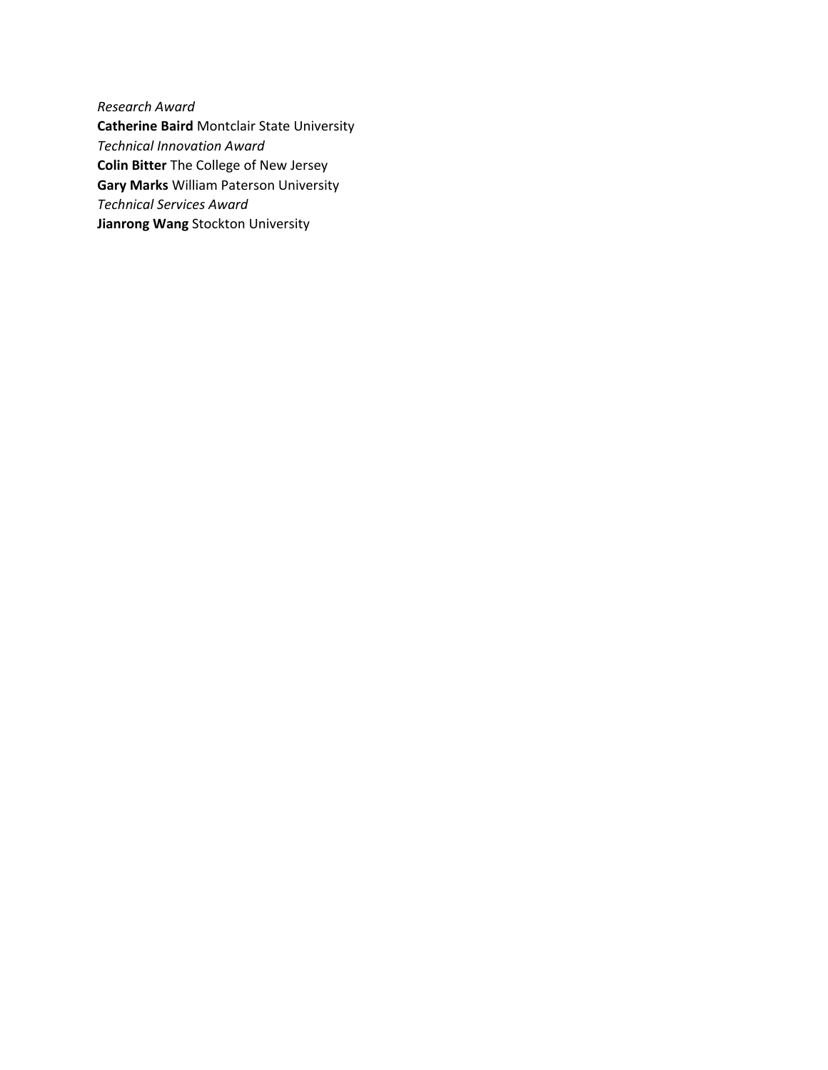*Research Award*
**Catherine Baird** Montclair State University
*Technical Innovation Award*
**Colin Bitter** The College of New Jersey
**Gary Marks** William Paterson University
*Technical Services Award*
**Jianrong Wang** Stockton University